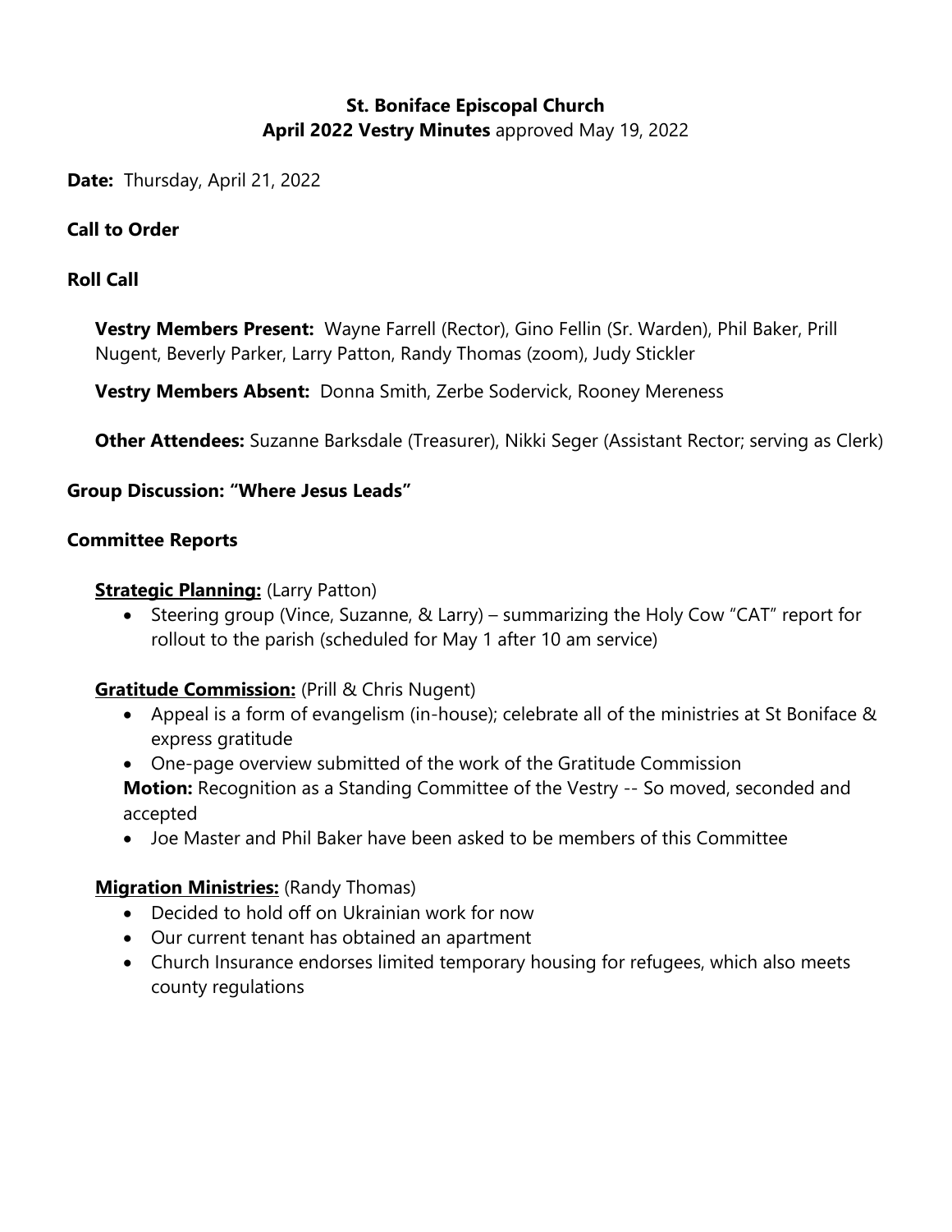# St. Boniface Episcopal Church

**April 2022 Vestry Minutes** approved May 19, 2022

**Date:** Thursday, April 21, 2022

**Call to Order**

**Roll Call**

**Vestry Members Present:** Wayne Farrell (Rector), Gino Fellin (Sr. Warden), Phil Baker, Prill Nugent, Beverly Parker, Larry Patton, Randy Thomas (zoom), Judy Stickler

**Vestry Members Absent:** Donna Smith, Zerbe Sodervick, Rooney Mereness

**Other Attendees:** Suzanne Barksdale (Treasurer), Nikki Seger (Assistant Rector; serving as Clerk)

**Group Discussion: "Where Jesus Leads"**

**Committee Reports**

**Strategic Planning:** (Larry Patton)

- Steering group (Vince, Suzanne, & Larry) – summarizing the Holy Cow "CAT" report for rollout to the parish (scheduled for May 1 after 10 am service)

**Gratitude Commission:** (Prill & Chris Nugent)

- Appeal is a form of evangelism (in-house); celebrate all of the ministries at St Boniface & express gratitude
- One-page overview submitted of the work of the Gratitude Commission

**Motion:** Recognition as a Standing Committee of the Vestry -- So moved, seconded and accepted

- Joe Master and Phil Baker have been asked to be members of this Committee

**Migration Ministries:** (Randy Thomas)

- Decided to hold off on Ukrainian work for now
- Our current tenant has obtained an apartment
- Church Insurance endorses limited temporary housing for refugees, which also meets county regulations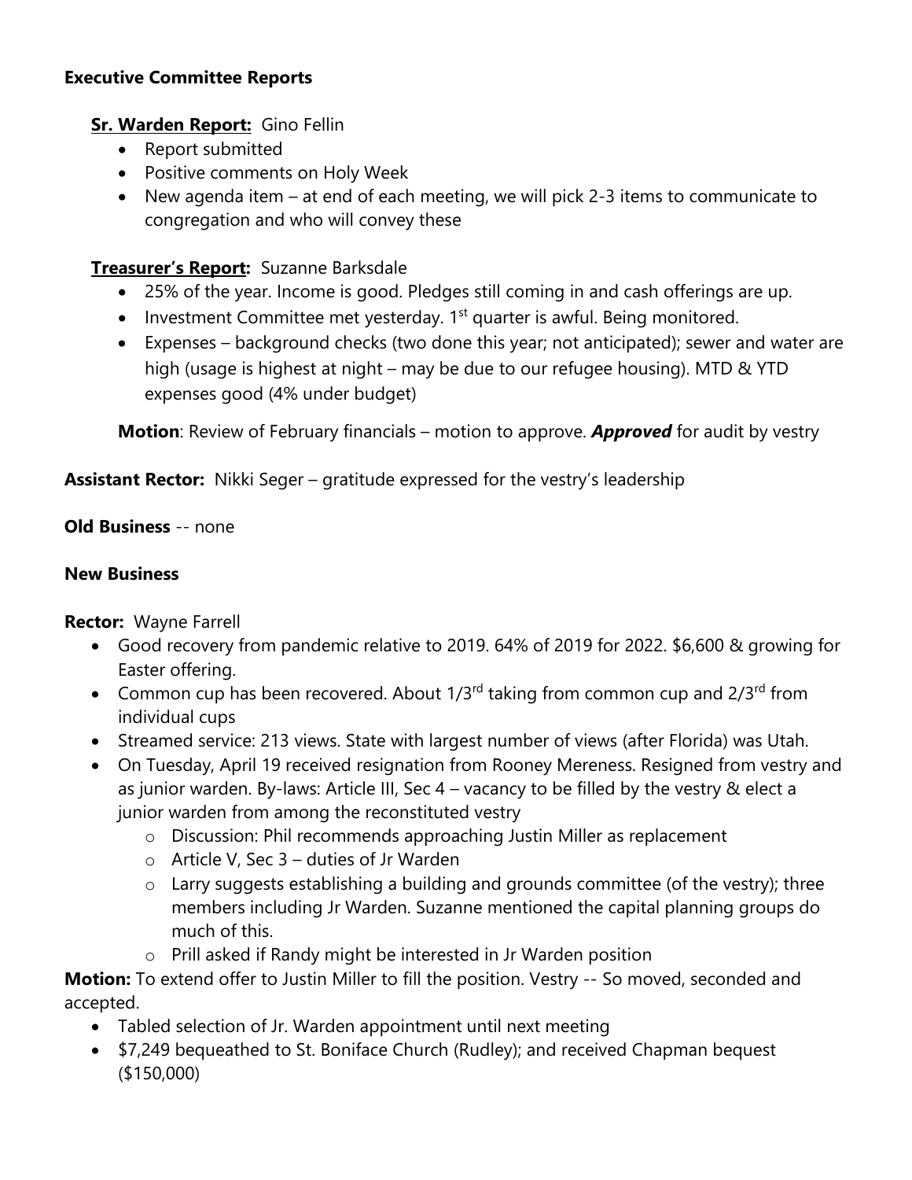**Executive Committee Reports**

**Sr. Warden Report:** Gino Fellin

- Report submitted
- Positive comments on Holy Week
- New agenda item – at end of each meeting, we will pick 2-3 items to communicate to congregation and who will convey these

**Treasurer's Report:** Suzanne Barksdale

- 25% of the year. Income is good. Pledges still coming in and cash offerings are up.
- Investment Committee met yesterday. 1st quarter is awful. Being monitored.
- Expenses – background checks (two done this year; not anticipated); sewer and water are high (usage is highest at night – may be due to our refugee housing). MTD & YTD expenses good (4% under budget)

**Motion**: Review of February financials – motion to approve. ***Approved*** for audit by vestry

**Assistant Rector:** Nikki Seger – gratitude expressed for the vestry's leadership

**Old Business** -- none

**New Business**

**Rector:** Wayne Farrell

- Good recovery from pandemic relative to 2019. 64% of 2019 for 2022. $6,600 & growing for Easter offering.
- Common cup has been recovered. About 1/3rd taking from common cup and 2/3rd from individual cups
- Streamed service: 213 views. State with largest number of views (after Florida) was Utah.
- On Tuesday, April 19 received resignation from Rooney Mereness. Resigned from vestry and as junior warden. By-laws: Article III, Sec 4 – vacancy to be filled by the vestry & elect a junior warden from among the reconstituted vestry
  - Discussion: Phil recommends approaching Justin Miller as replacement
  - Article V, Sec 3 – duties of Jr Warden
  - Larry suggests establishing a building and grounds committee (of the vestry); three members including Jr Warden. Suzanne mentioned the capital planning groups do much of this.
  - Prill asked if Randy might be interested in Jr Warden position

**Motion:** To extend offer to Justin Miller to fill the position. Vestry -- So moved, seconded and accepted.

- Tabled selection of Jr. Warden appointment until next meeting
- $7,249 bequeathed to St. Boniface Church (Rudley); and received Chapman bequest ($150,000)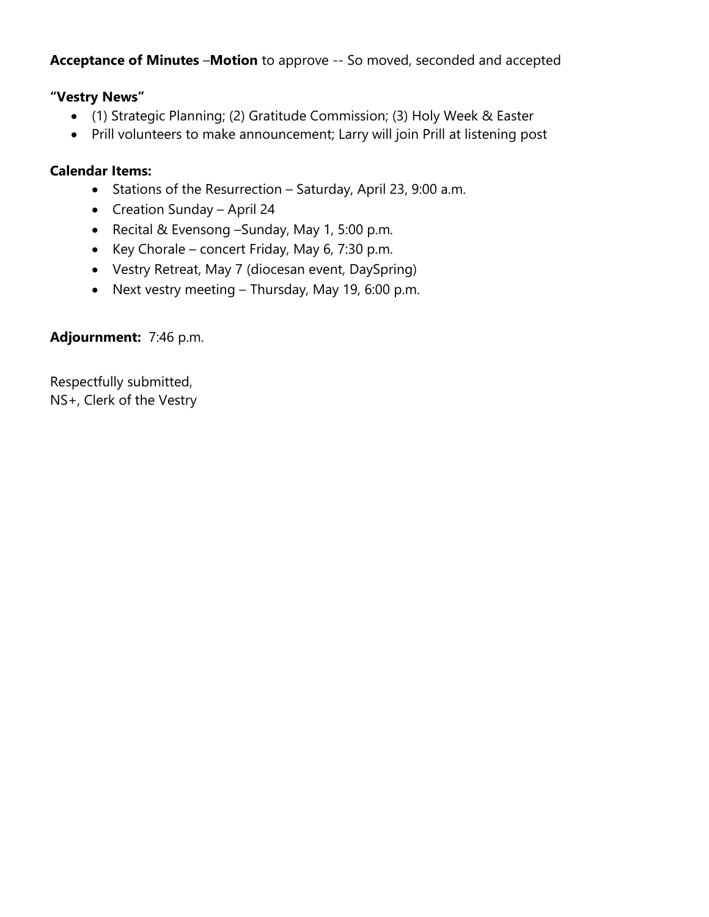**Acceptance of Minutes** –**Motion** to approve -- So moved, seconded and accepted

**"Vestry News"**

- (1) Strategic Planning; (2) Gratitude Commission; (3) Holy Week & Easter
- Prill volunteers to make announcement; Larry will join Prill at listening post

**Calendar Items:**

- Stations of the Resurrection – Saturday, April 23, 9:00 a.m.
- Creation Sunday – April 24
- Recital & Evensong –Sunday, May 1, 5:00 p.m.
- Key Chorale – concert Friday, May 6, 7:30 p.m.
- Vestry Retreat, May 7 (diocesan event, DaySpring)
- Next vestry meeting – Thursday, May 19, 6:00 p.m.

**Adjournment:** 7:46 p.m.

Respectfully submitted,
NS+, Clerk of the Vestry